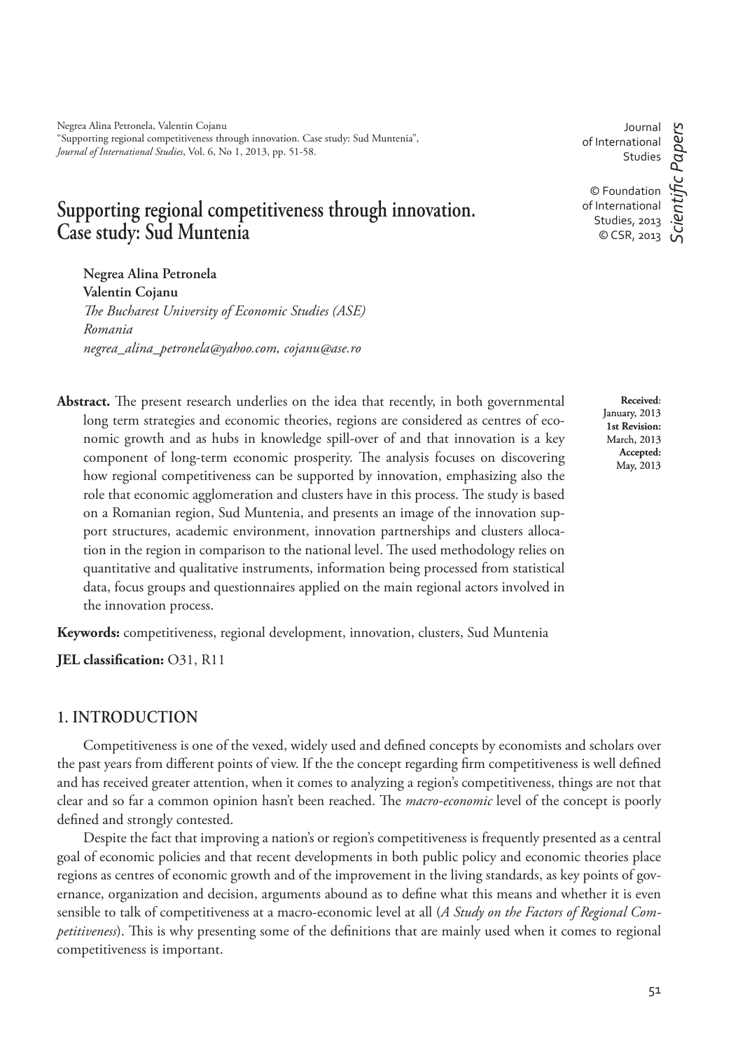Negrea Alina Petronela, Valentin Cojanu
"Supporting regional competitiveness through innovation. Case study: Sud Muntenia",
*Journal of International Studies*, Vol. 6, No 1, 2013, pp. 51-58.

Journal of International Studies

© Foundation of International Studies, 2013
© CSR, 2013

*Scientific Papers*

# Supporting regional competitiveness through innovation. Case study: Sud Muntenia

**Negrea Alina Petronela**
**Valentin Cojanu**
*The Bucharest University of Economic Studies (ASE)*
*Romania*
*negrea_alina_petronela@yahoo.com, cojanu@ase.ro*

**Received**: January, 2013
**1st Revision:** March, 2013
**Accepted:** May, 2013

**Abstract.** The present research underlies on the idea that recently, in both governmental long term strategies and economic theories, regions are considered as centres of economic growth and as hubs in knowledge spill-over of and that innovation is a key component of long-term economic prosperity. The analysis focuses on discovering how regional competitiveness can be supported by innovation, emphasizing also the role that economic agglomeration and clusters have in this process. The study is based on a Romanian region, Sud Muntenia, and presents an image of the innovation support structures, academic environment, innovation partnerships and clusters allocation in the region in comparison to the national level. The used methodology relies on quantitative and qualitative instruments, information being processed from statistical data, focus groups and questionnaires applied on the main regional actors involved in the innovation process.

**Keywords:** competitiveness, regional development, innovation, clusters, Sud Muntenia

**JEL classification:** O31, R11

## 1. INTRODUCTION

Competitiveness is one of the vexed, widely used and defined concepts by economists and scholars over the past years from different points of view. If the the concept regarding firm competitiveness is well defined and has received greater attention, when it comes to analyzing a region's competitiveness, things are not that clear and so far a common opinion hasn't been reached. The *macro-economic* level of the concept is poorly defined and strongly contested.

Despite the fact that improving a nation's or region's competitiveness is frequently presented as a central goal of economic policies and that recent developments in both public policy and economic theories place regions as centres of economic growth and of the improvement in the living standards, as key points of governance, organization and decision, arguments abound as to define what this means and whether it is even sensible to talk of competitiveness at a macro-economic level at all (*A Study on the Factors of Regional Competitiveness*). This is why presenting some of the definitions that are mainly used when it comes to regional competitiveness is important.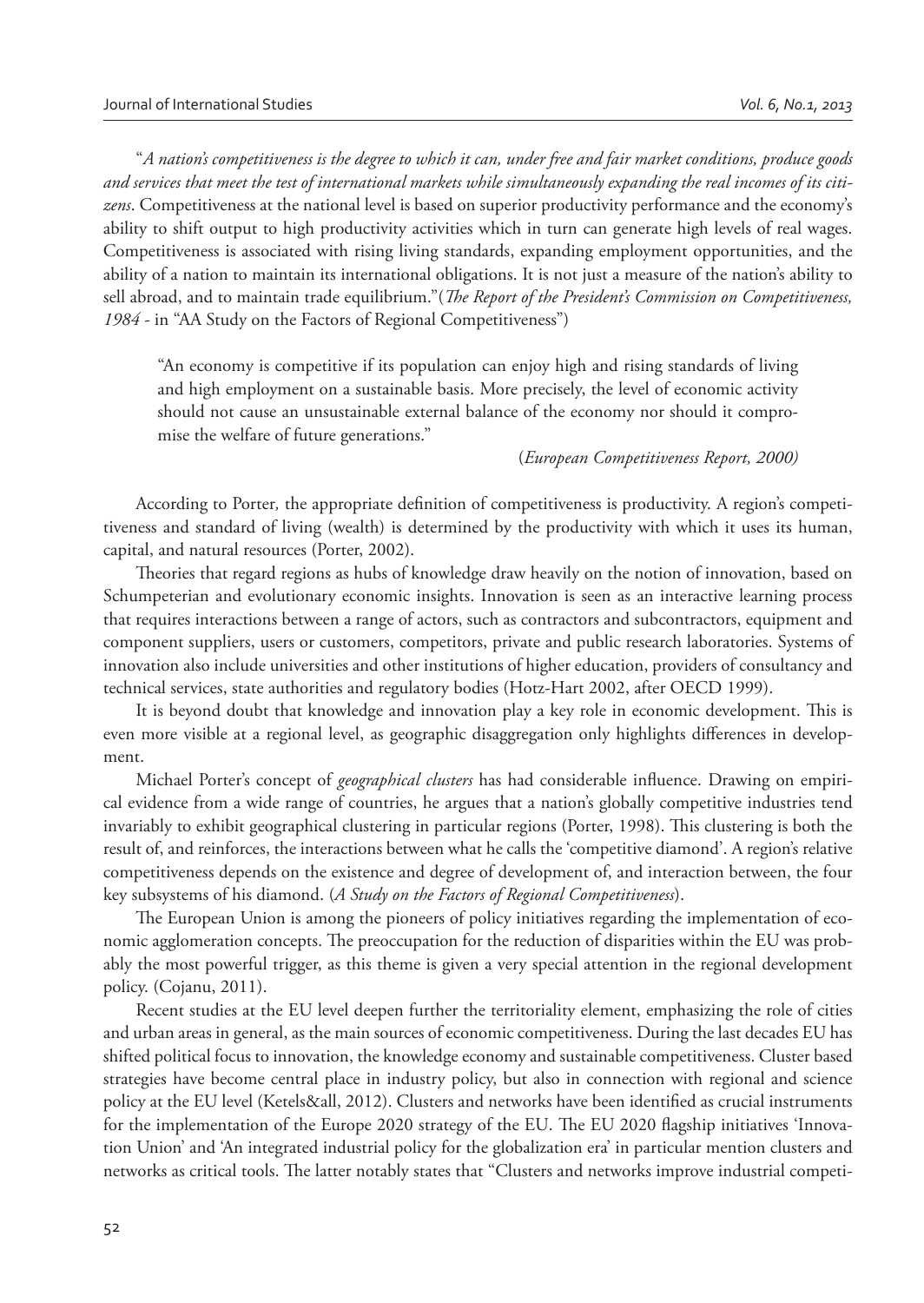"*A nation's competitiveness is the degree to which it can, under free and fair market conditions, produce goods and services that meet the test of international markets while simultaneously expanding the real incomes of its citizens*. Competitiveness at the national level is based on superior productivity performance and the economy's ability to shift output to high productivity activities which in turn can generate high levels of real wages. Competitiveness is associated with rising living standards, expanding employment opportunities, and the ability of a nation to maintain its international obligations. It is not just a measure of the nation's ability to sell abroad, and to maintain trade equilibrium."(*The Report of the President's Commission on Competitiveness, 1984* - in "AA Study on the Factors of Regional Competitiveness")

> "An economy is competitive if its population can enjoy high and rising standards of living and high employment on a sustainable basis. More precisely, the level of economic activity should not cause an unsustainable external balance of the economy nor should it compromise the welfare of future generations."
>
> (*European Competitiveness Report, 2000)*

According to Porter*,* the appropriate definition of competitiveness is productivity. A region's competitiveness and standard of living (wealth) is determined by the productivity with which it uses its human, capital, and natural resources (Porter, 2002).

Theories that regard regions as hubs of knowledge draw heavily on the notion of innovation, based on Schumpeterian and evolutionary economic insights. Innovation is seen as an interactive learning process that requires interactions between a range of actors, such as contractors and subcontractors, equipment and component suppliers, users or customers, competitors, private and public research laboratories. Systems of innovation also include universities and other institutions of higher education, providers of consultancy and technical services, state authorities and regulatory bodies (Hotz-Hart 2002, after OECD 1999).

It is beyond doubt that knowledge and innovation play a key role in economic development. This is even more visible at a regional level, as geographic disaggregation only highlights differences in development.

Michael Porter's concept of *geographical clusters* has had considerable influence. Drawing on empirical evidence from a wide range of countries, he argues that a nation's globally competitive industries tend invariably to exhibit geographical clustering in particular regions (Porter, 1998). This clustering is both the result of, and reinforces, the interactions between what he calls the 'competitive diamond'. A region's relative competitiveness depends on the existence and degree of development of, and interaction between, the four key subsystems of his diamond. (*A Study on the Factors of Regional Competitiveness*).

The European Union is among the pioneers of policy initiatives regarding the implementation of economic agglomeration concepts. The preoccupation for the reduction of disparities within the EU was probably the most powerful trigger, as this theme is given a very special attention in the regional development policy. (Cojanu, 2011).

Recent studies at the EU level deepen further the territoriality element, emphasizing the role of cities and urban areas in general, as the main sources of economic competitiveness. During the last decades EU has shifted political focus to innovation, the knowledge economy and sustainable competitiveness. Cluster based strategies have become central place in industry policy, but also in connection with regional and science policy at the EU level (Ketels&all, 2012). Clusters and networks have been identified as crucial instruments for the implementation of the Europe 2020 strategy of the EU. The EU 2020 flagship initiatives 'Innovation Union' and 'An integrated industrial policy for the globalization era' in particular mention clusters and networks as critical tools. The latter notably states that "Clusters and networks improve industrial competi-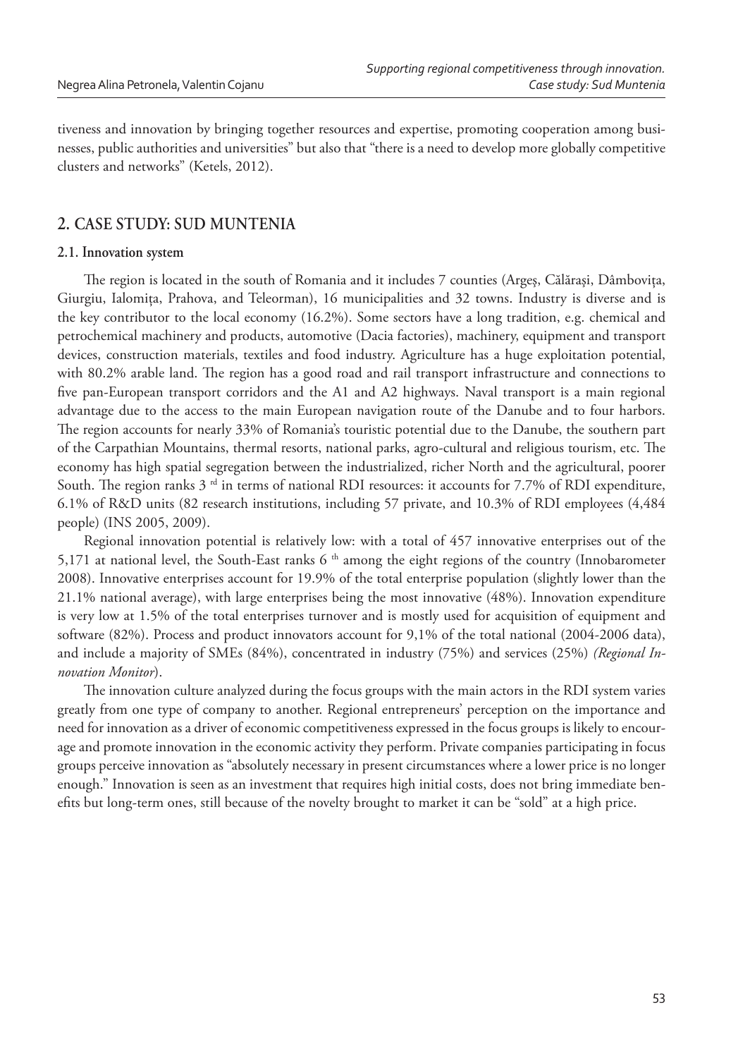tiveness and innovation by bringing together resources and expertise, promoting cooperation among businesses, public authorities and universities" but also that "there is a need to develop more globally competitive clusters and networks" (Ketels, 2012).

## 2. CASE STUDY: SUD MUNTENIA

### 2.1. Innovation system

The region is located in the south of Romania and it includes 7 counties (Argeş, Călăraşi, Dâmboviţa, Giurgiu, Ialomiţa, Prahova, and Teleorman), 16 municipalities and 32 towns. Industry is diverse and is the key contributor to the local economy (16.2%). Some sectors have a long tradition, e.g. chemical and petrochemical machinery and products, automotive (Dacia factories), machinery, equipment and transport devices, construction materials, textiles and food industry. Agriculture has a huge exploitation potential, with 80.2% arable land. The region has a good road and rail transport infrastructure and connections to five pan-European transport corridors and the A1 and A2 highways. Naval transport is a main regional advantage due to the access to the main European navigation route of the Danube and to four harbors. The region accounts for nearly 33% of Romania's touristic potential due to the Danube, the southern part of the Carpathian Mountains, thermal resorts, national parks, agro-cultural and religious tourism, etc. The economy has high spatial segregation between the industrialized, richer North and the agricultural, poorer South. The region ranks 3 rd in terms of national RDI resources: it accounts for 7.7% of RDI expenditure, 6.1% of R&D units (82 research institutions, including 57 private, and 10.3% of RDI employees (4,484 people) (INS 2005, 2009).

Regional innovation potential is relatively low: with a total of 457 innovative enterprises out of the 5,171 at national level, the South-East ranks 6 th among the eight regions of the country (Innobarometer 2008). Innovative enterprises account for 19.9% of the total enterprise population (slightly lower than the 21.1% national average), with large enterprises being the most innovative (48%). Innovation expenditure is very low at 1.5% of the total enterprises turnover and is mostly used for acquisition of equipment and software (82%). Process and product innovators account for 9,1% of the total national (2004-2006 data), and include a majority of SMEs (84%), concentrated in industry (75%) and services (25%) *(Regional Innovation Monitor)*.

The innovation culture analyzed during the focus groups with the main actors in the RDI system varies greatly from one type of company to another. Regional entrepreneurs' perception on the importance and need for innovation as a driver of economic competitiveness expressed in the focus groups is likely to encourage and promote innovation in the economic activity they perform. Private companies participating in focus groups perceive innovation as "absolutely necessary in present circumstances where a lower price is no longer enough." Innovation is seen as an investment that requires high initial costs, does not bring immediate benefits but long-term ones, still because of the novelty brought to market it can be "sold" at a high price.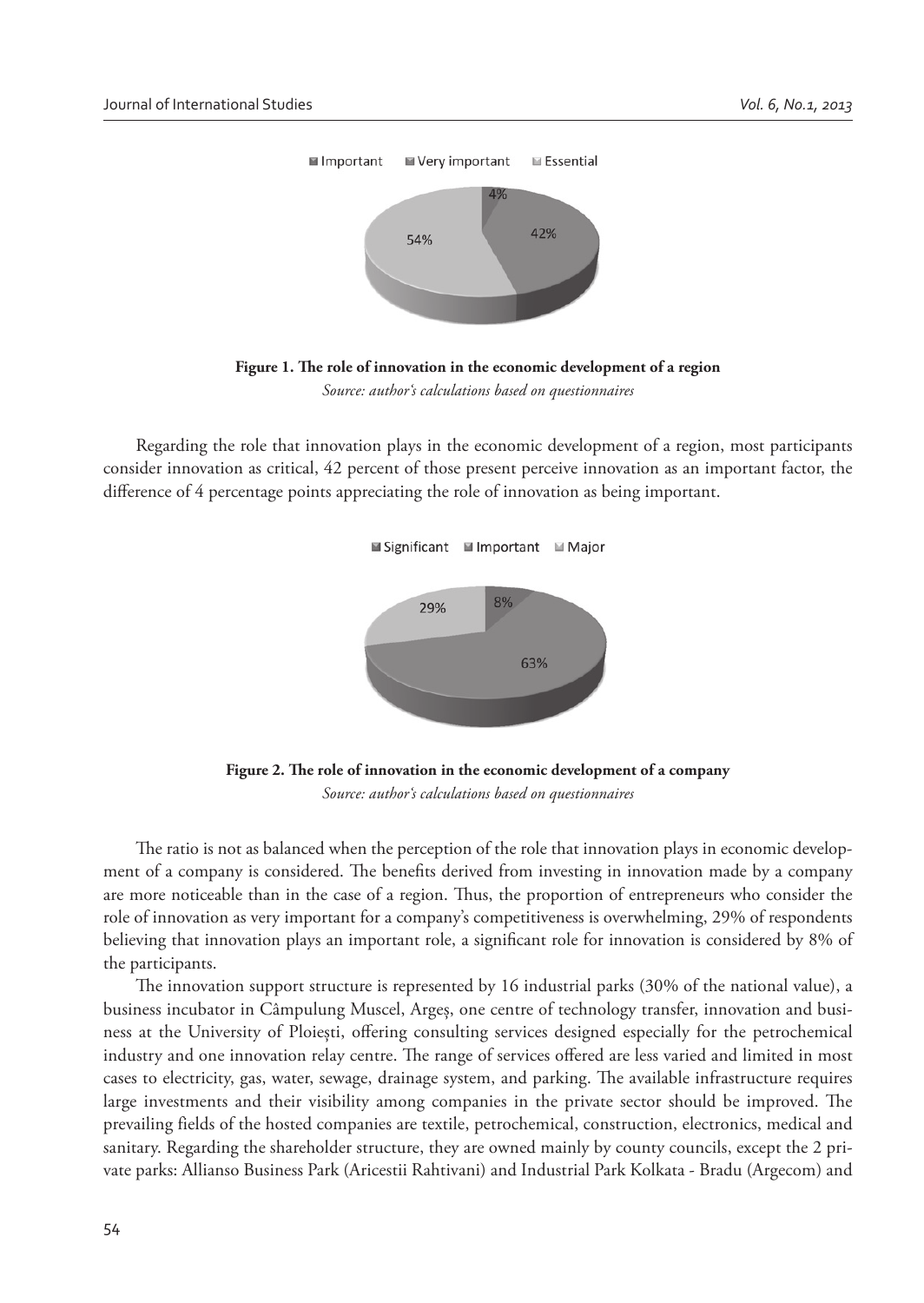Figure 1. **The role of innovation in the economic development of a region**

*Source: author's calculations based on questionnaires*

Regarding the role that innovation plays in the economic development of a region, most participants consider innovation as critical, 42 percent of those present perceive innovation as an important factor, the difference of 4 percentage points appreciating the role of innovation as being important.

**Figure 2. The role of innovation in the economic development of a company**

*Source: author's calculations based on questionnaires*

The ratio is not as balanced when the perception of the role that innovation plays in economic development of a company is considered. The benefits derived from investing in innovation made by a company are more noticeable than in the case of a region. Thus, the proportion of entrepreneurs who consider the role of innovation as very important for a company's competitiveness is overwhelming, 29% of respondents believing that innovation plays an important role, a significant role for innovation is considered by 8% of the participants.

The innovation support structure is represented by 16 industrial parks (30% of the national value), a business incubator in Câmpulung Muscel, Argeș, one centre of technology transfer, innovation and business at the University of Ploiești, offering consulting services designed especially for the petrochemical industry and one innovation relay centre. The range of services offered are less varied and limited in most cases to electricity, gas, water, sewage, drainage system, and parking. The available infrastructure requires large investments and their visibility among companies in the private sector should be improved. The prevailing fields of the hosted companies are textile, petrochemical, construction, electronics, medical and sanitary. Regarding the shareholder structure, they are owned mainly by county councils, except the 2 private parks: Allianso Business Park (Aricestii Rahtivani) and Industrial Park Kolkata - Bradu (Argecom) and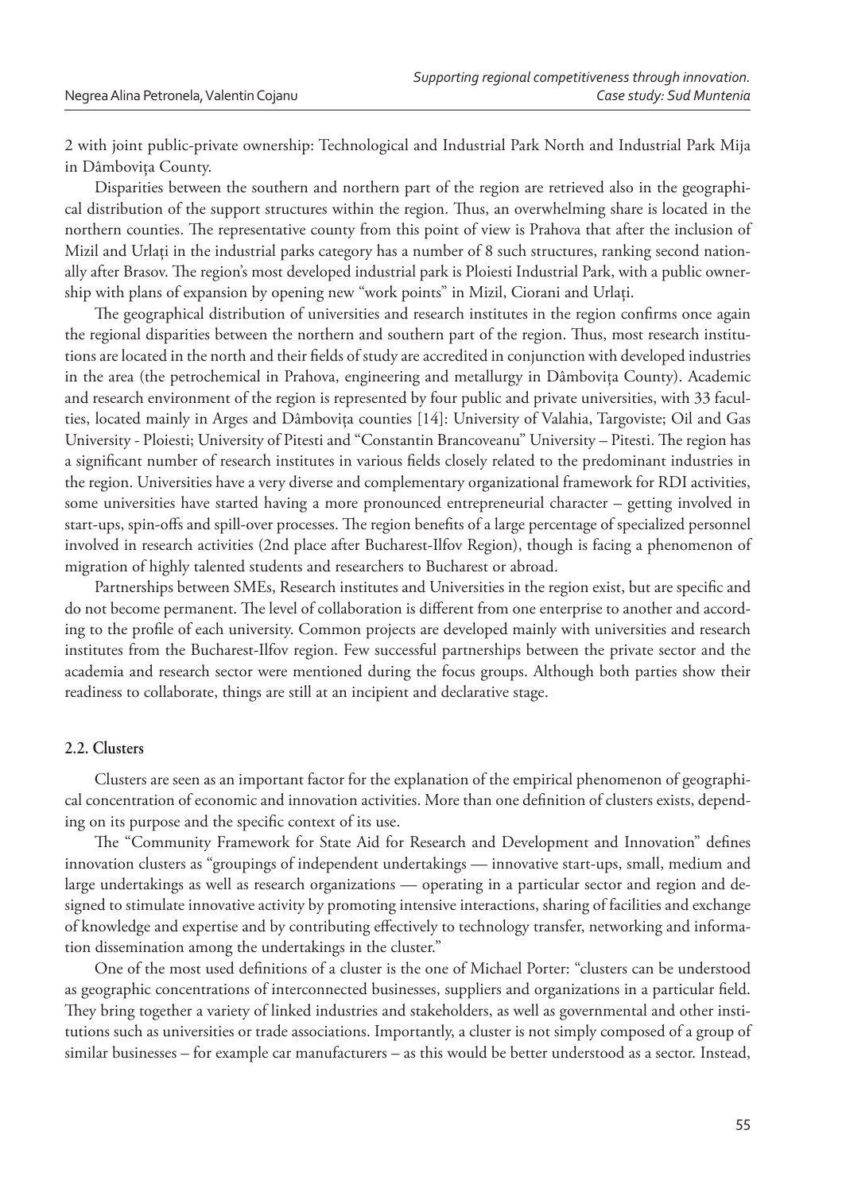2 with joint public-private ownership: Technological and Industrial Park North and Industrial Park Mija in Dâmbovița County.

Disparities between the southern and northern part of the region are retrieved also in the geographical distribution of the support structures within the region. Thus, an overwhelming share is located in the northern counties. The representative county from this point of view is Prahova that after the inclusion of Mizil and Urlați in the industrial parks category has a number of 8 such structures, ranking second nationally after Brasov. The region's most developed industrial park is Ploiesti Industrial Park, with a public ownership with plans of expansion by opening new "work points" in Mizil, Ciorani and Urlați.

The geographical distribution of universities and research institutes in the region confirms once again the regional disparities between the northern and southern part of the region. Thus, most research institutions are located in the north and their fields of study are accredited in conjunction with developed industries in the area (the petrochemical in Prahova, engineering and metallurgy in Dâmbovița County). Academic and research environment of the region is represented by four public and private universities, with 33 faculties, located mainly in Arges and Dâmbovița counties [14]: University of Valahia, Targoviste; Oil and Gas University - Ploiesti; University of Pitesti and "Constantin Brancoveanu" University – Pitesti. The region has a significant number of research institutes in various fields closely related to the predominant industries in the region. Universities have a very diverse and complementary organizational framework for RDI activities, some universities have started having a more pronounced entrepreneurial character – getting involved in start-ups, spin-offs and spill-over processes. The region benefits of a large percentage of specialized personnel involved in research activities (2nd place after Bucharest-Ilfov Region), though is facing a phenomenon of migration of highly talented students and researchers to Bucharest or abroad.

Partnerships between SMEs, Research institutes and Universities in the region exist, but are specific and do not become permanent. The level of collaboration is different from one enterprise to another and according to the profile of each university. Common projects are developed mainly with universities and research institutes from the Bucharest-Ilfov region. Few successful partnerships between the private sector and the academia and research sector were mentioned during the focus groups. Although both parties show their readiness to collaborate, things are still at an incipient and declarative stage.

### 2.2. Clusters

Clusters are seen as an important factor for the explanation of the empirical phenomenon of geographical concentration of economic and innovation activities. More than one definition of clusters exists, depending on its purpose and the specific context of its use.

The "Community Framework for State Aid for Research and Development and Innovation" defines innovation clusters as "groupings of independent undertakings — innovative start-ups, small, medium and large undertakings as well as research organizations — operating in a particular sector and region and designed to stimulate innovative activity by promoting intensive interactions, sharing of facilities and exchange of knowledge and expertise and by contributing effectively to technology transfer, networking and information dissemination among the undertakings in the cluster."

One of the most used definitions of a cluster is the one of Michael Porter: "clusters can be understood as geographic concentrations of interconnected businesses, suppliers and organizations in a particular field. They bring together a variety of linked industries and stakeholders, as well as governmental and other institutions such as universities or trade associations. Importantly, a cluster is not simply composed of a group of similar businesses – for example car manufacturers – as this would be better understood as a sector. Instead,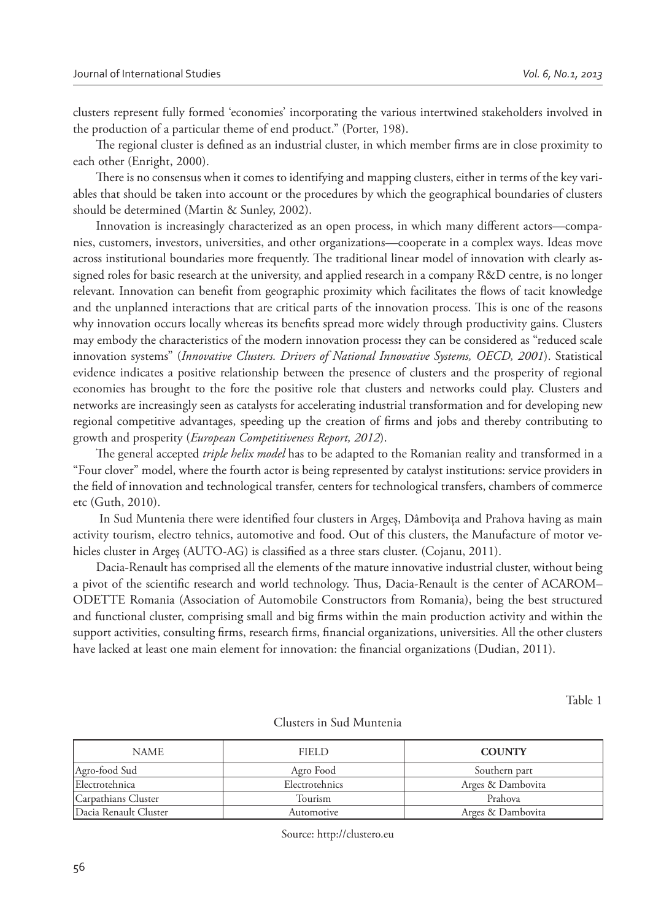clusters represent fully formed 'economies' incorporating the various intertwined stakeholders involved in the production of a particular theme of end product." (Porter, 198).

The regional cluster is defined as an industrial cluster, in which member firms are in close proximity to each other (Enright, 2000).

There is no consensus when it comes to identifying and mapping clusters, either in terms of the key variables that should be taken into account or the procedures by which the geographical boundaries of clusters should be determined (Martin & Sunley, 2002).

Innovation is increasingly characterized as an open process, in which many different actors—companies, customers, investors, universities, and other organizations—cooperate in a complex ways. Ideas move across institutional boundaries more frequently. The traditional linear model of innovation with clearly assigned roles for basic research at the university, and applied research in a company R&D centre, is no longer relevant. Innovation can benefit from geographic proximity which facilitates the flows of tacit knowledge and the unplanned interactions that are critical parts of the innovation process. This is one of the reasons why innovation occurs locally whereas its benefits spread more widely through productivity gains. Clusters may embody the characteristics of the modern innovation process**:** they can be considered as "reduced scale innovation systems" (*Innovative Clusters. Drivers of National Innovative Systems, OECD, 2001*). Statistical evidence indicates a positive relationship between the presence of clusters and the prosperity of regional economies has brought to the fore the positive role that clusters and networks could play. Clusters and networks are increasingly seen as catalysts for accelerating industrial transformation and for developing new regional competitive advantages, speeding up the creation of firms and jobs and thereby contributing to growth and prosperity (*European Competitiveness Report, 2012*).

The general accepted *triple helix model* has to be adapted to the Romanian reality and transformed in a "Four clover" model, where the fourth actor is being represented by catalyst institutions: service providers in the field of innovation and technological transfer, centers for technological transfers, chambers of commerce etc (Guth, 2010).

In Sud Muntenia there were identified four clusters in Argeș, Dâmbovița and Prahova having as main activity tourism, electro tehnics, automotive and food. Out of this clusters, the Manufacture of motor vehicles cluster in Argeș (AUTO-AG) is classified as a three stars cluster. (Cojanu, 2011).

Dacia-Renault has comprised all the elements of the mature innovative industrial cluster, without being a pivot of the scientific research and world technology. Thus, Dacia-Renault is the center of ACAROM–ODETTE Romania (Association of Automobile Constructors from Romania), being the best structured and functional cluster, comprising small and big firms within the main production activity and within the support activities, consulting firms, research firms, financial organizations, universities. All the other clusters have lacked at least one main element for innovation: the financial organizations (Dudian, 2011).

Table 1

Clusters in Sud Muntenia

| NAME | FIELD | **COUNTY** |
|---|---|---|
| Agro-food Sud | Agro Food | Southern part |
| Electrotehnica | Electrotehnics | Arges & Dambovita |
| Carpathians Cluster | Tourism | Prahova |
| Dacia Renault Cluster | Automotive | Arges & Dambovita |

Source: http://clustero.eu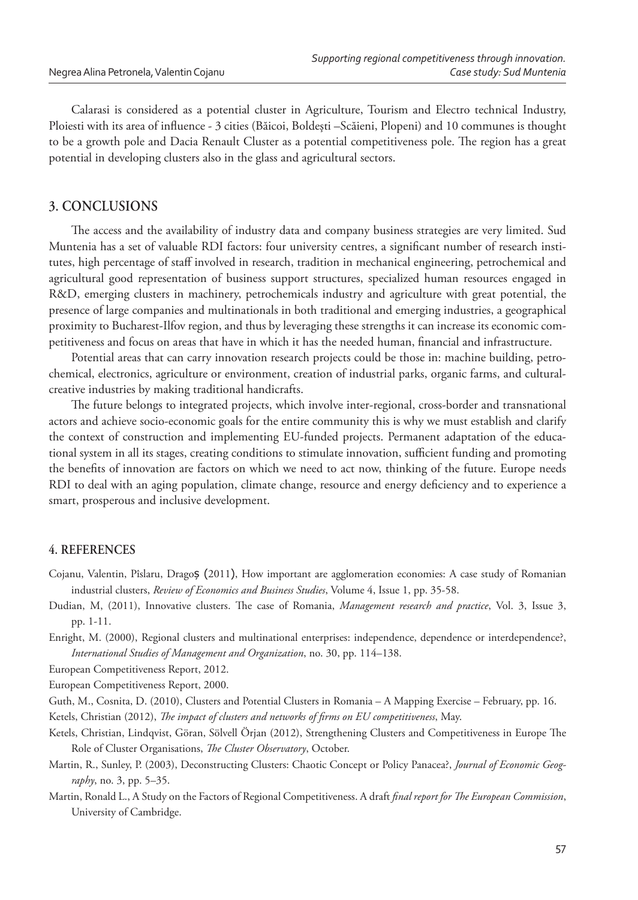Calarasi is considered as a potential cluster in Agriculture, Tourism and Electro technical Industry, Ploiesti with its area of influence - 3 cities (Băicoi, Boldești –Scăieni, Plopeni) and 10 communes is thought to be a growth pole and Dacia Renault Cluster as a potential competitiveness pole. The region has a great potential in developing clusters also in the glass and agricultural sectors.

## 3. CONCLUSIONS

The access and the availability of industry data and company business strategies are very limited. Sud Muntenia has a set of valuable RDI factors: four university centres, a significant number of research institutes, high percentage of staff involved in research, tradition in mechanical engineering, petrochemical and agricultural good representation of business support structures, specialized human resources engaged in R&D, emerging clusters in machinery, petrochemicals industry and agriculture with great potential, the presence of large companies and multinationals in both traditional and emerging industries, a geographical proximity to Bucharest-Ilfov region, and thus by leveraging these strengths it can increase its economic competitiveness and focus on areas that have in which it has the needed human, financial and infrastructure.

Potential areas that can carry innovation research projects could be those in: machine building, petrochemical, electronics, agriculture or environment, creation of industrial parks, organic farms, and cultural-creative industries by making traditional handicrafts.

The future belongs to integrated projects, which involve inter-regional, cross-border and transnational actors and achieve socio-economic goals for the entire community this is why we must establish and clarify the context of construction and implementing EU-funded projects. Permanent adaptation of the educational system in all its stages, creating conditions to stimulate innovation, sufficient funding and promoting the benefits of innovation are factors on which we need to act now, thinking of the future. Europe needs RDI to deal with an aging population, climate change, resource and energy deficiency and to experience a smart, prosperous and inclusive development.

## 4. REFERENCES

Cojanu, Valentin, Pîslaru, Dragoș (2011), How important are agglomeration economies: A case study of Romanian industrial clusters, *Review of Economics and Business Studies*, Volume 4, Issue 1, pp. 35-58.

Dudian, M, (2011), Innovative clusters. The case of Romania, *Management research and practice*, Vol. 3, Issue 3, pp. 1-11.

Enright, M. (2000), Regional clusters and multinational enterprises: independence, dependence or interdependence?, *International Studies of Management and Organization*, no. 30, pp. 114–138.

European Competitiveness Report, 2012.

European Competitiveness Report, 2000.

Guth, M., Cosnita, D. (2010), Clusters and Potential Clusters in Romania – A Mapping Exercise – February, pp. 16.

Ketels, Christian (2012), *The impact of clusters and networks of firms on EU competitiveness*, May.

Ketels, Christian, Lindqvist, Göran, Sölvell Örjan (2012), Strengthening Clusters and Competitiveness in Europe The Role of Cluster Organisations, *The Cluster Observatory*, October.

Martin, R., Sunley, P. (2003), Deconstructing Clusters: Chaotic Concept or Policy Panacea?, *Journal of Economic Geography*, no. 3, pp. 5–35.

Martin, Ronald L., A Study on the Factors of Regional Competitiveness. A draft *final report for The European Commission*, University of Cambridge.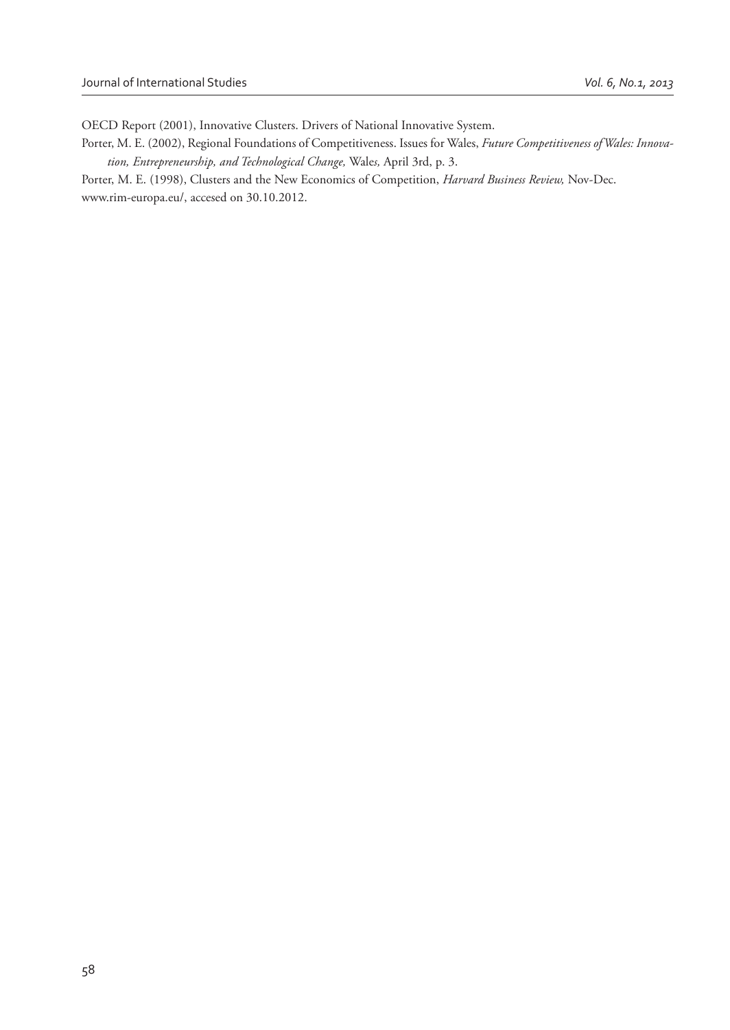OECD Report (2001), Innovative Clusters. Drivers of National Innovative System.

Porter, M. E. (2002), Regional Foundations of Competitiveness. Issues for Wales, *Future Competitiveness of Wales: Innovation, Entrepreneurship, and Technological Change,* Wale*s,* April 3rd, p. 3.

Porter, M. E. (1998), Clusters and the New Economics of Competition, *Harvard Business Review,* Nov-Dec.

www.rim-europa.eu/, accesed on 30.10.2012.